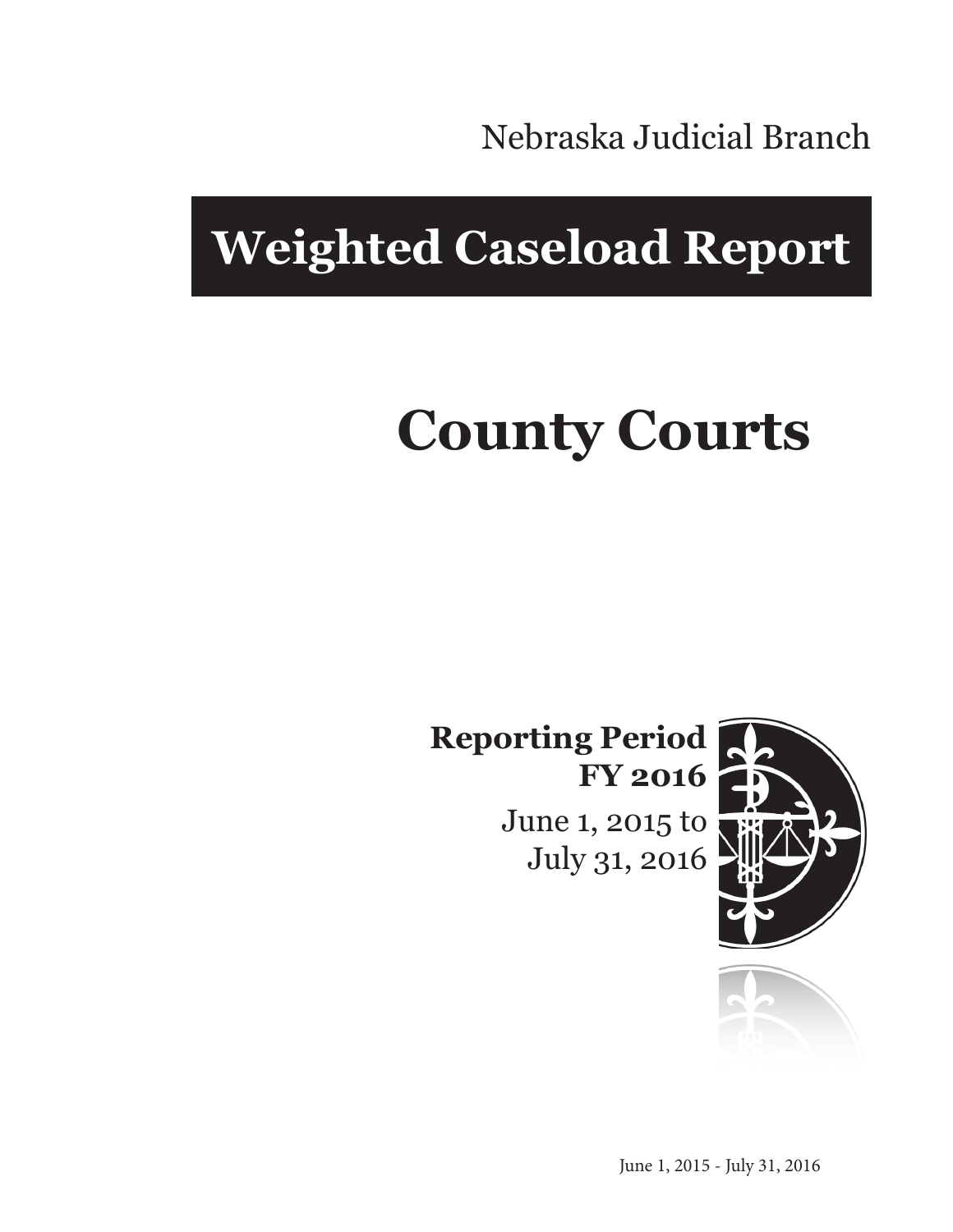Nebraska Judicial Branch

# Weighted Caseload Report

# County Courts

**Reporting Period**
**FY 2016**

June 1, 2015 to
July 31, 2016

June 1, 2015 - July 31, 2016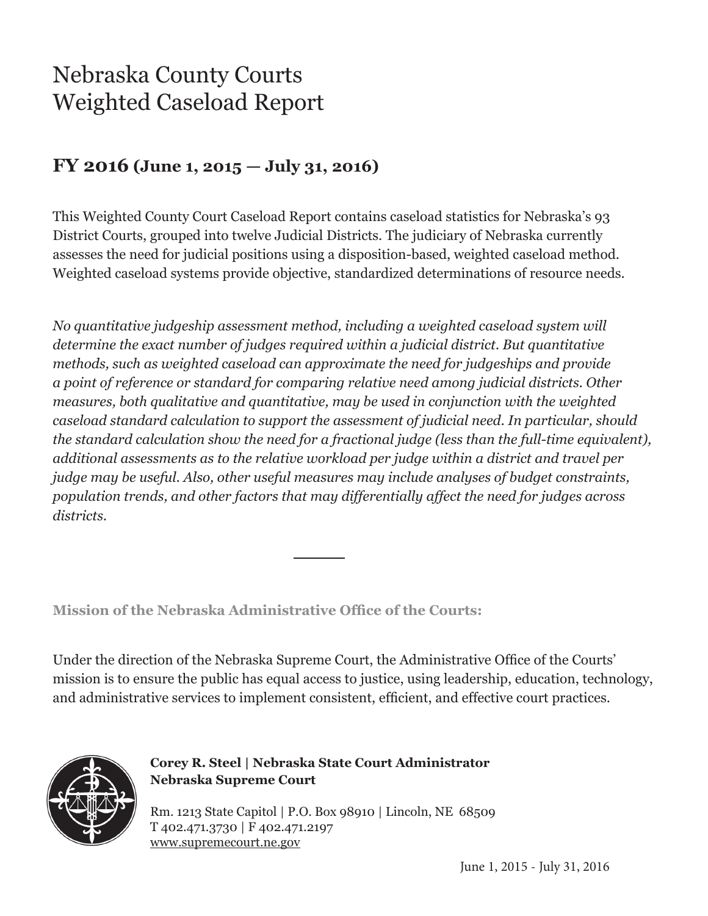# Nebraska County Courts Weighted Caseload Report

## FY 2016 (June 1, 2015 — July 31, 2016)

This Weighted County Court Caseload Report contains caseload statistics for Nebraska's 93 District Courts, grouped into twelve Judicial Districts. The judiciary of Nebraska currently assesses the need for judicial positions using a disposition-based, weighted caseload method. Weighted caseload systems provide objective, standardized determinations of resource needs.

*No quantitative judgeship assessment method, including a weighted caseload system will determine the exact number of judges required within a judicial district. But quantitative methods, such as weighted caseload can approximate the need for judgeships and provide a point of reference or standard for comparing relative need among judicial districts. Other measures, both qualitative and quantitative, may be used in conjunction with the weighted caseload standard calculation to support the assessment of judicial need. In particular, should the standard calculation show the need for a fractional judge (less than the full-time equivalent), additional assessments as to the relative workload per judge within a district and travel per judge may be useful. Also, other useful measures may include analyses of budget constraints, population trends, and other factors that may differentially affect the need for judges across districts.*

---

**Mission of the Nebraska Administrative Office of the Courts:**

Under the direction of the Nebraska Supreme Court, the Administrative Office of the Courts' mission is to ensure the public has equal access to justice, using leadership, education, technology, and administrative services to implement consistent, efficient, and effective court practices.

**Corey R. Steel | Nebraska State Court Administrator**
**Nebraska Supreme Court**

Rm. 1213 State Capitol | P.O. Box 98910 | Lincoln, NE 68509
T 402.471.3730 | F 402.471.2197
www.supremecourt.ne.gov

June 1, 2015 - July 31, 2016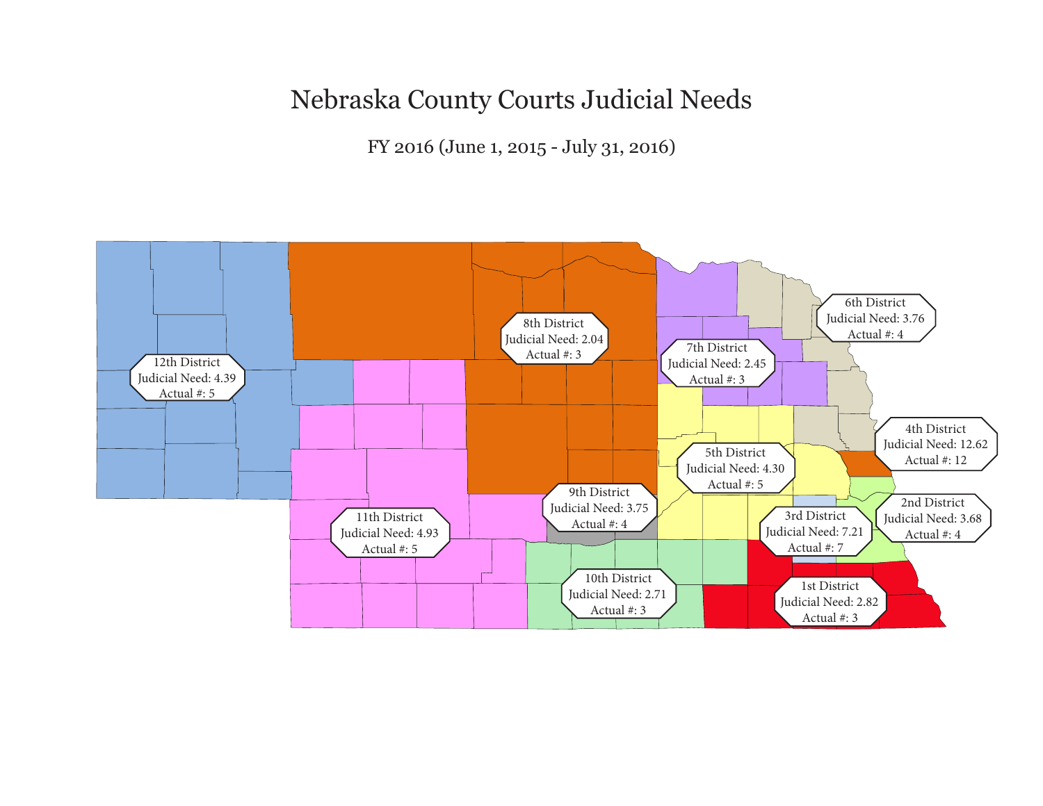# Nebraska County Courts Judicial Needs

FY 2016 (June 1, 2015 - July 31, 2016)

12th District
Judicial Need: 4.39
Actual #: 5

8th District
Judicial Need: 2.04
Actual #: 3

7th District
Judicial Need: 2.45
Actual #: 3

6th District
Judicial Need: 3.76
Actual #: 4

4th District
Judicial Need: 12.62
Actual #: 12

5th District
Judicial Need: 4.30
Actual #: 5

9th District
Judicial Need: 3.75
Actual #: 4

11th District
Judicial Need: 4.93
Actual #: 5

3rd District
Judicial Need: 7.21
Actual #: 7

2nd District
Judicial Need: 3.68
Actual #: 4

10th District
Judicial Need: 2.71
Actual #: 3

1st District
Judicial Need: 2.82
Actual #: 3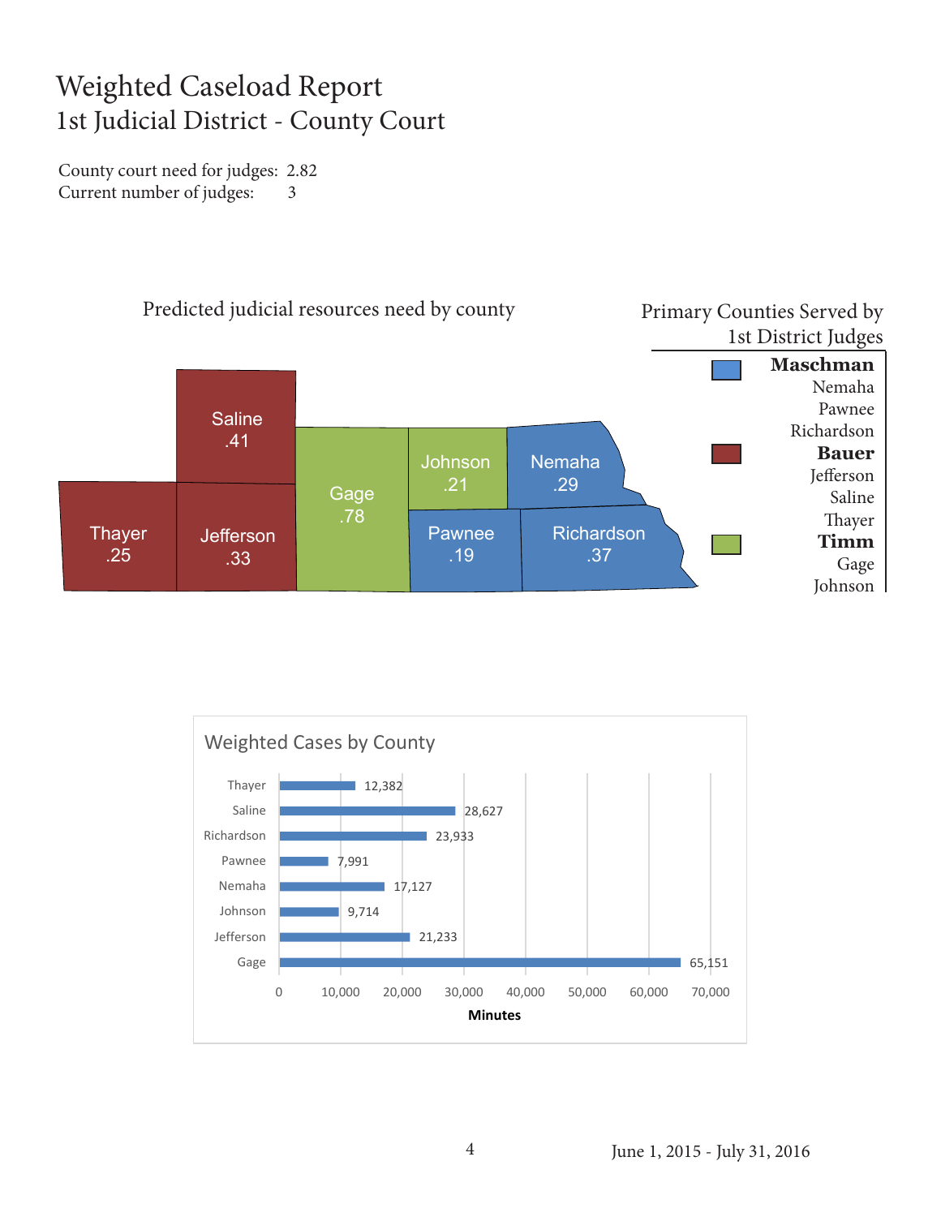# Weighted Caseload Report
## 1st Judicial District - County Court

County court need for judges: 2.82
Current number of judges: 3

Predicted judicial resources need by county

Saline
.41

Thayer
.25

Jefferson
.33

Gage
.78

Johnson
.21

Nemaha
.29

Pawnee
.19

Richardson
.37

Primary Counties Served by 1st District Judges

**Maschman**
Nemaha
Pawnee
Richardson

**Bauer**
Jefferson
Saline
Thayer

**Timm**
Gage
Johnson

Weighted Cases by County

Thayer 12,382
Saline 28,627
Richardson 23,933
Pawnee 7,991
Nemaha 17,127
Johnson 9,714
Jefferson 21,233
Gage 65,151

0 10,000 20,000 30,000 40,000 50,000 60,000 70,000

Minutes

June 1, 2015 - July 31, 2016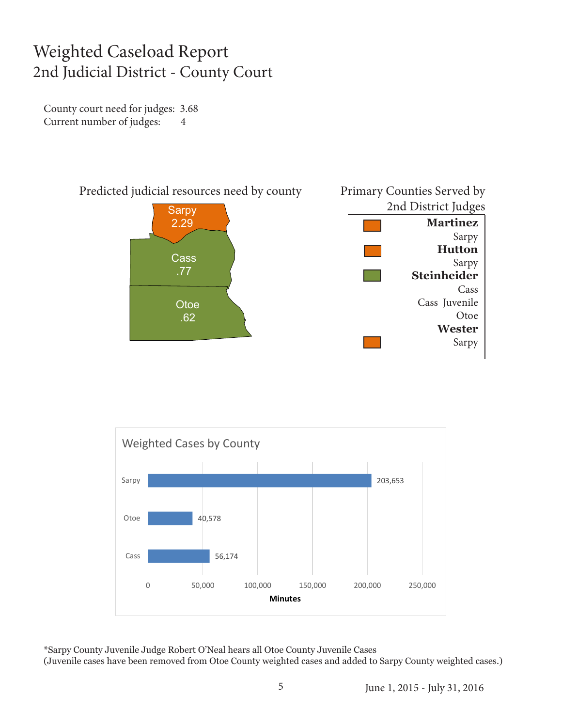# Weighted Caseload Report
## 2nd Judicial District - County Court

County court need for judges: 3.68
Current number of judges: 4

Predicted judicial resources need by county

Sarpy
2.29

Cass
.77

Otoe
.62

Primary Counties Served by 2nd District Judges

**Martinez**
Sarpy

**Hutton**
Sarpy

**Steinheider**
Cass
Cass Juvenile
Otoe

**Wester**
Sarpy

Weighted Cases by County

Sarpy 203,653
Otoe 40,578
Cass 56,174

0
50,000
100,000
150,000
200,000
250,000
Minutes

*Sarpy County Juvenile Judge Robert O'Neal hears all Otoe County Juvenile Cases
(Juvenile cases have been removed from Otoe County weighted cases and added to Sarpy County weighted cases.)

June 1, 2015 - July 31, 2016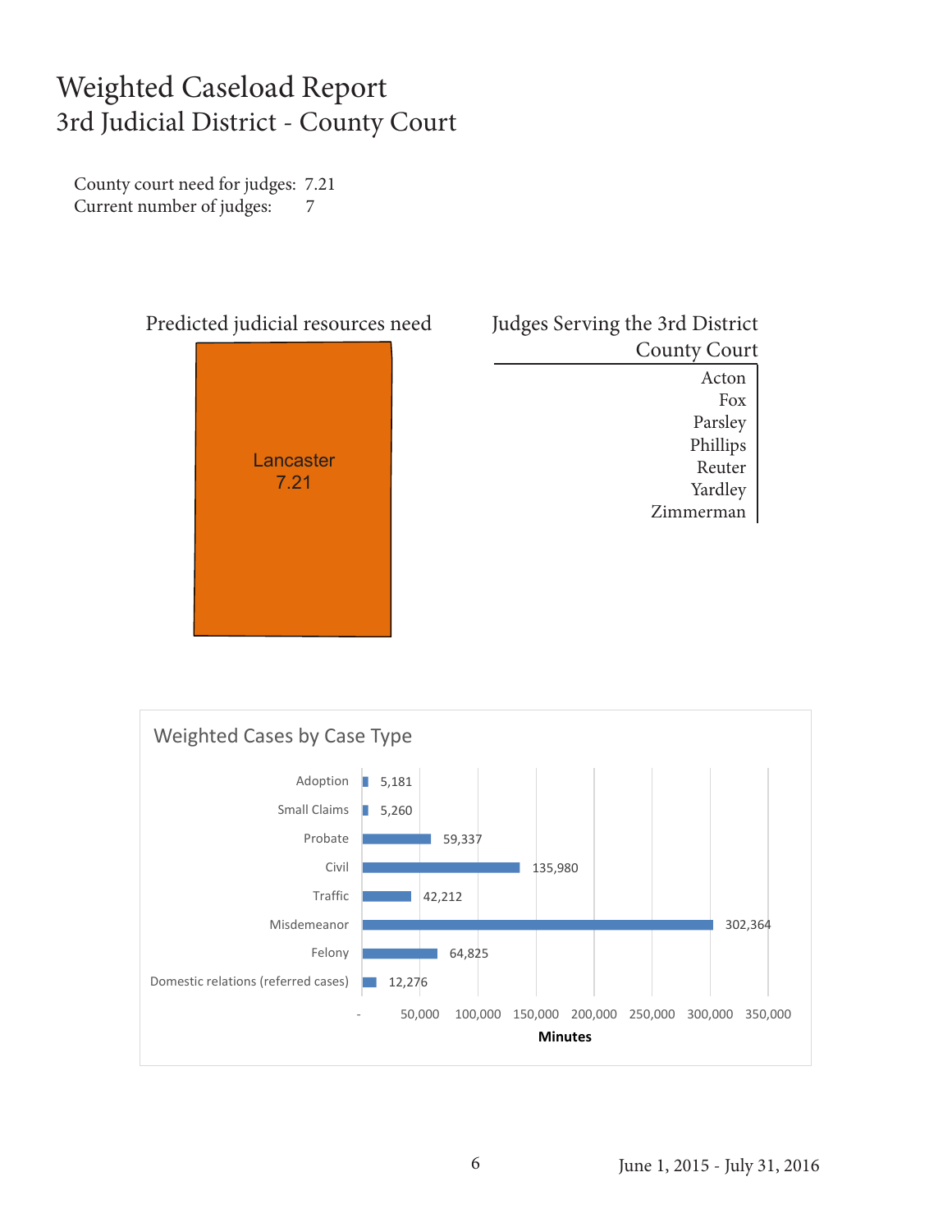# Weighted Caseload Report

## 3rd Judicial District - County Court

County court need for judges: 7.21
Current number of judges: 7

Predicted judicial resources need

Lancaster
7.21

Judges Serving the 3rd District County Court

Acton
Fox
Parsley
Phillips
Reuter
Yardley
Zimmerman

Weighted Cases by Case Type

Adoption 5,181
Small Claims 5,260
Probate 59,337
Civil 135,980
Traffic 42,212
Misdemeanor 302,364
Felony 64,825
Domestic relations (referred cases) 12,276

- 50,000 100,000 150,000 200,000 250,000 300,000 350,000

Minutes

June 1, 2015 - July 31, 2016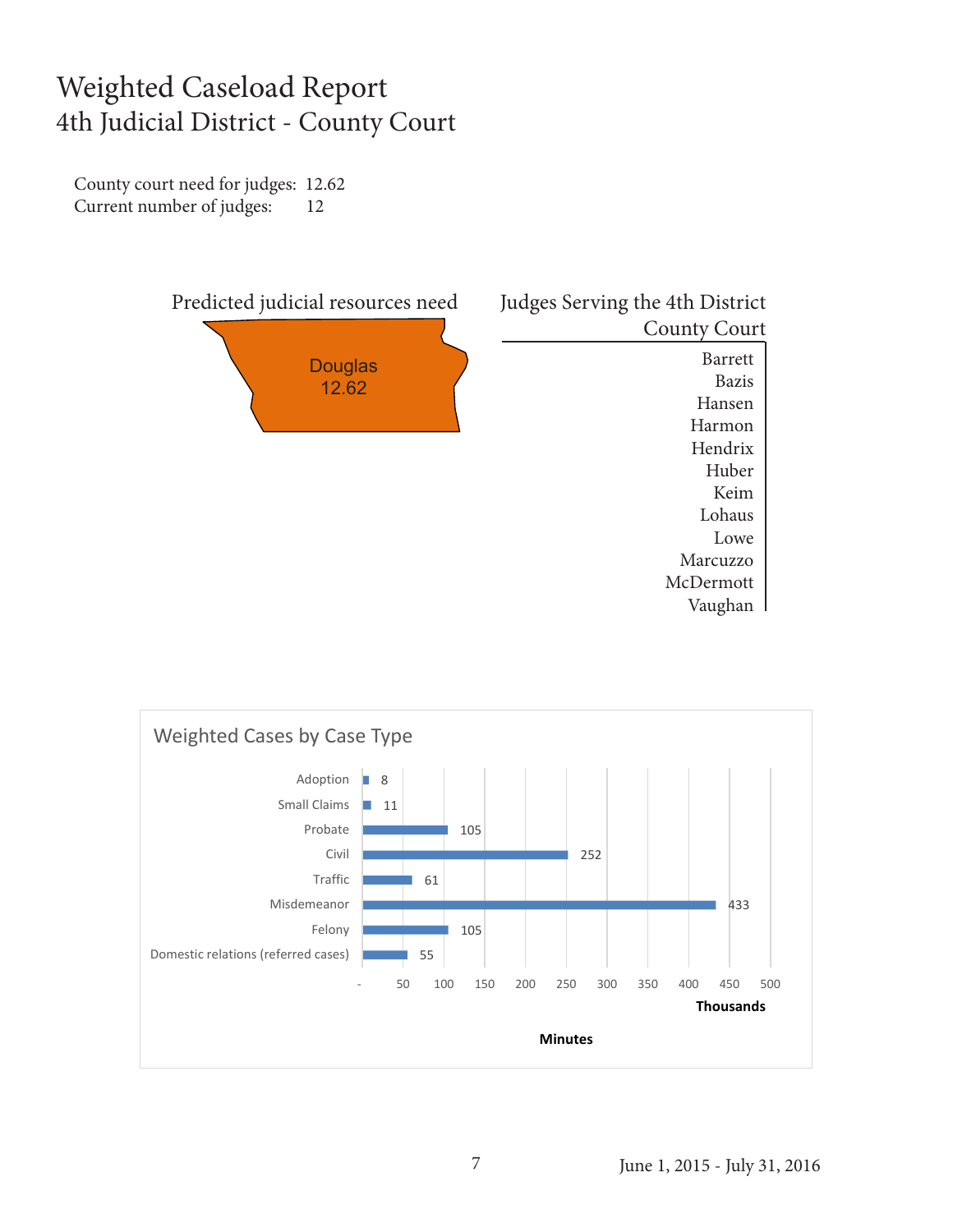# Weighted Caseload Report
## 4th Judicial District - County Court

County court need for judges: 12.62
Current number of judges: 12

Predicted judicial resources need

Douglas
12.62

Judges Serving the 4th District County Court

Barrett
Bazis
Hansen
Harmon
Hendrix
Huber
Keim
Lohaus
Lowe
Marcuzzo
McDermott
Vaughan

Weighted Cases by Case Type

Adoption 8
Small Claims 11
Probate 105
Civil 252
Traffic 61
Misdemeanor 433
Felony 105
Domestic relations (referred cases) 55

- 50 100 150 200 250 300 350 400 450 500

Thousands

Minutes

June 1, 2015 - July 31, 2016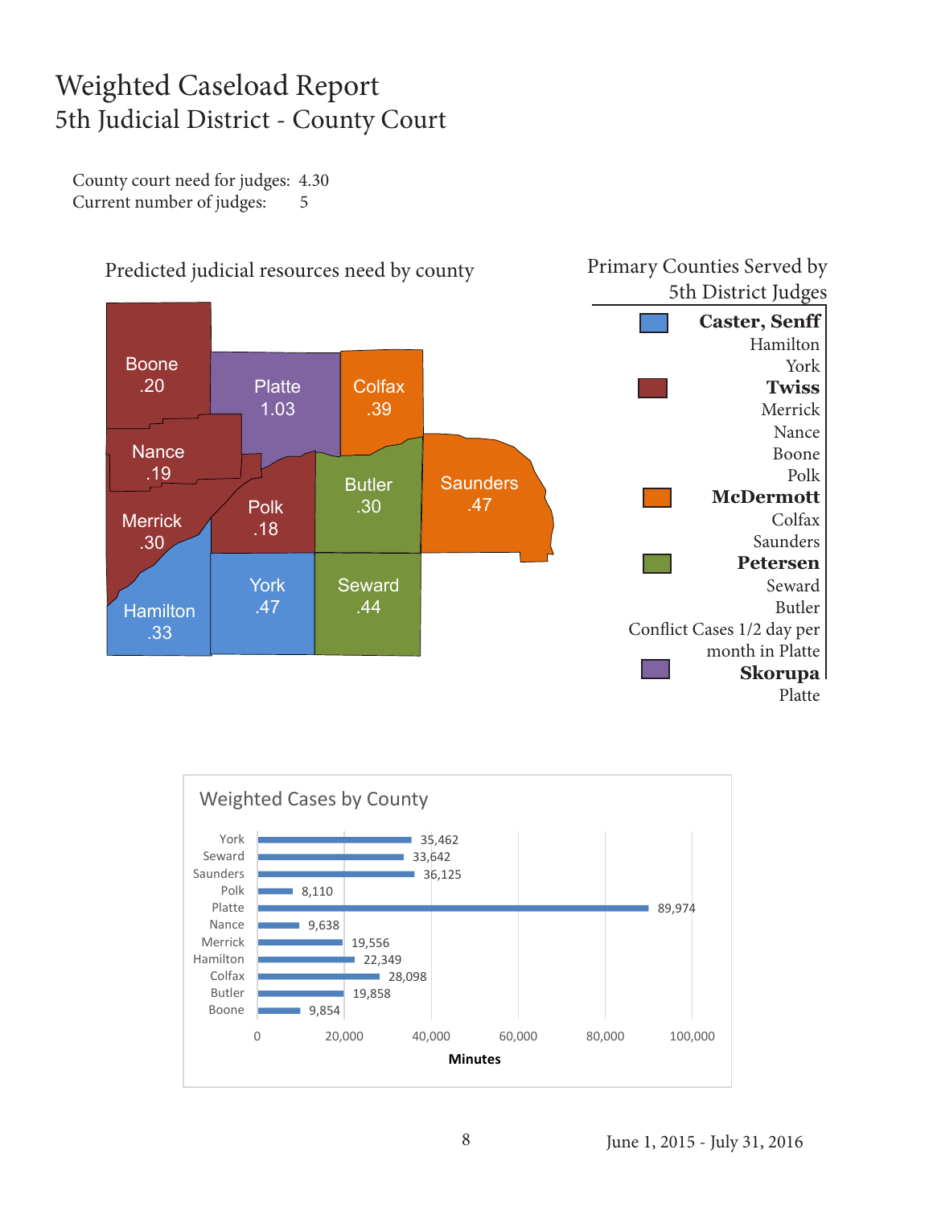# Weighted Caseload Report
## 5th Judicial District - County Court

County court need for judges: 4.30
Current number of judges: 5

Predicted judicial resources need by county

Boone .20
Platte 1.03
Colfax .39
Nance .19
Butler .30
Saunders .47
Merrick .30
Polk .18
York .47
Seward .44
Hamilton .33

Primary Counties Served by 5th District Judges

**Caster, Senff**
Hamilton
York

**Twiss**
Merrick
Nance
Boone
Polk

**McDermott**
Colfax
Saunders

**Petersen**
Seward
Butler
Conflict Cases 1/2 day per month in Platte

**Skorupa**
Platte

Weighted Cases by County

York 35,462
Seward 33,642
Saunders 36,125
Polk 8,110
Platte 89,974
Nance 9,638
Merrick 19,556
Hamilton 22,349
Colfax 28,098
Butler 19,858
Boone 9,854

0
20,000
40,000
60,000
80,000
100,000

Minutes

June 1, 2015 - July 31, 2016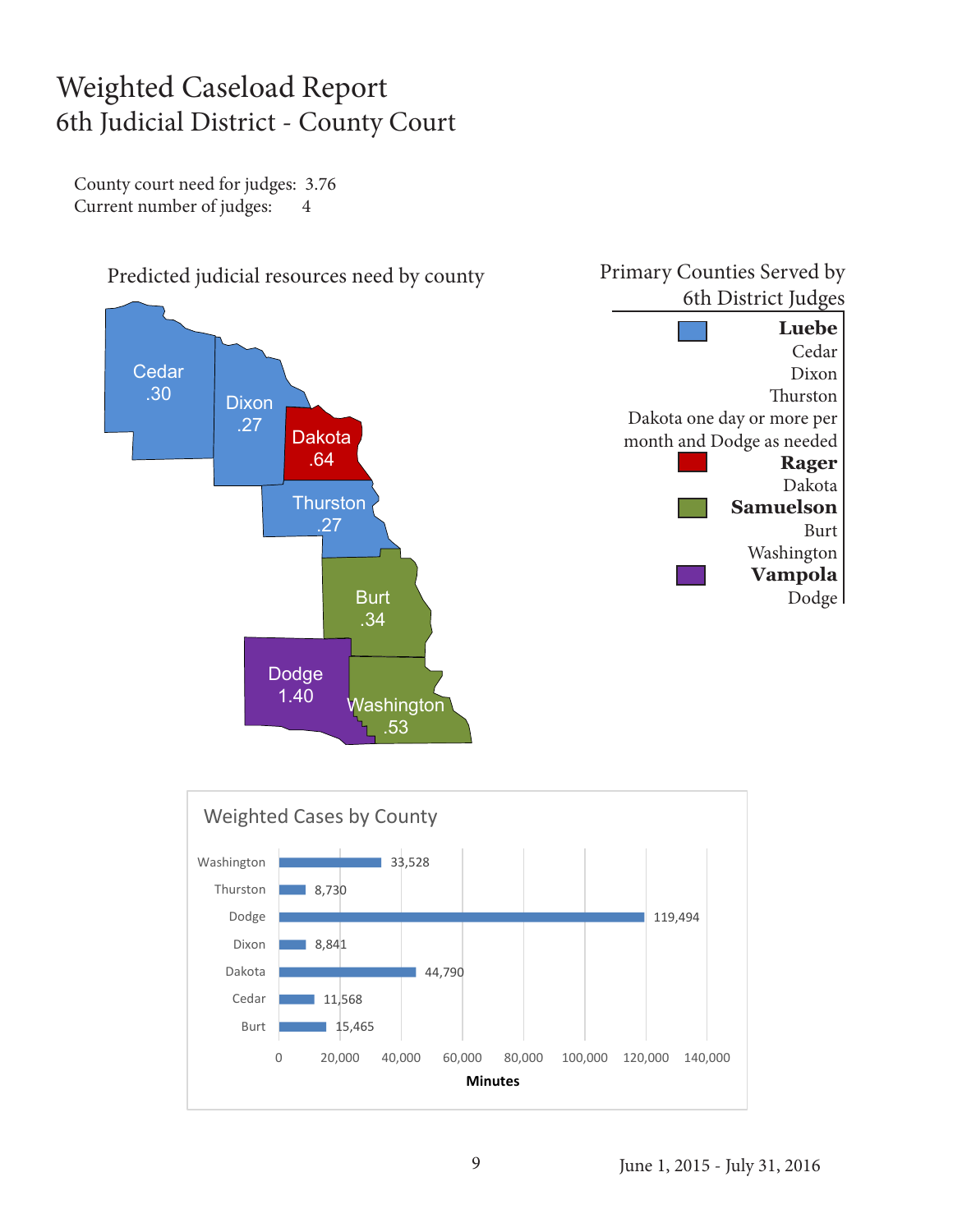# Weighted Caseload Report
## 6th Judicial District - County Court

County court need for judges: 3.76
Current number of judges: 4

Predicted judicial resources need by county

Cedar .30
Dixon .27
Dakota .64
Thurston .27
Burt .34
Dodge 1.40
Washington .53

Primary Counties Served by 6th District Judges

**Luebe**
Cedar
Dixon
Thurston
Dakota one day or more per month and Dodge as needed

**Rager**
Dakota

**Samuelson**
Burt
Washington

**Vampola**
Dodge

Weighted Cases by County

Washington 33,528
Thurston 8,730
Dodge 119,494
Dixon 8,841
Dakota 44,790
Cedar 11,568
Burt 15,465

0 20,000 40,000 60,000 80,000 100,000 120,000 140,000

Minutes

June 1, 2015 - July 31, 2016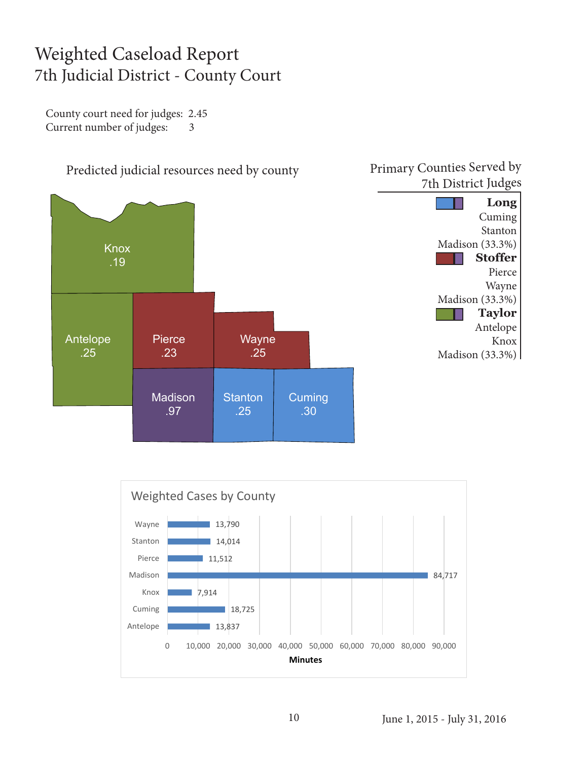# Weighted Caseload Report
## 7th Judicial District - County Court

County court need for judges: 2.45
Current number of judges: 3

Predicted judicial resources need by county

Knox
.19

Antelope
.25

Pierce
.23

Wayne
.25

Madison
.97

Stanton
.25

Cuming
.30

Primary Counties Served by 7th District Judges

**Long**
Cuming
Stanton
Madison (33.3%)

**Stoffer**
Pierce
Wayne
Madison (33.3%)

**Taylor**
Antelope
Knox
Madison (33.3%)

Weighted Cases by County

Wayne 13,790
Stanton 14,014
Pierce 11,512
Madison 84,717
Knox 7,914
Cuming 18,725
Antelope 13,837

0 10,000 20,000 30,000 40,000 50,000 60,000 70,000 80,000 90,000

Minutes

June 1, 2015 - July 31, 2016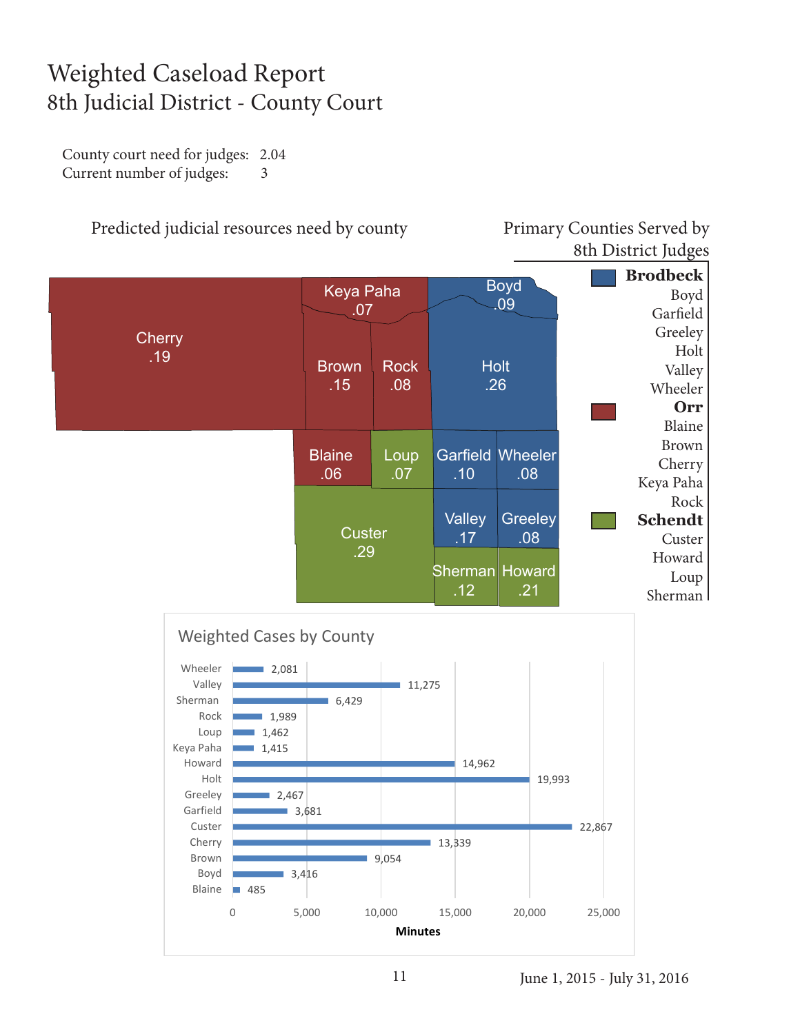# Weighted Caseload Report
## 8th Judicial District - County Court

County court need for judges: 2.04
Current number of judges: 3

Predicted judicial resources need by county

Cherry .19
Keya Paha .07
Boyd .09
Brown .15
Rock .08
Holt .26
Blaine .06
Loup .07
Garfield .10
Wheeler .08
Custer .29
Valley .17
Greeley .08
Sherman .12
Howard .21

Primary Counties Served by 8th District Judges

**Brodbeck**
Boyd
Garfield
Greeley
Holt
Valley
Wheeler

**Orr**
Blaine
Brown
Cherry
Keya Paha
Rock

**Schendt**
Custer
Howard
Loup
Sherman

Weighted Cases by County

Wheeler 2,081
Valley 11,275
Sherman 6,429
Rock 1,989
Loup 1,462
Keya Paha 1,415
Howard 14,962
Holt 19,993
Greeley 2,467
Garfield 3,681
Custer 22,867
Cherry 13,339
Brown 9,054
Boyd 3,416
Blaine 485

0 5,000 10,000 15,000 20,000 25,000
Minutes

June 1, 2015 - July 31, 2016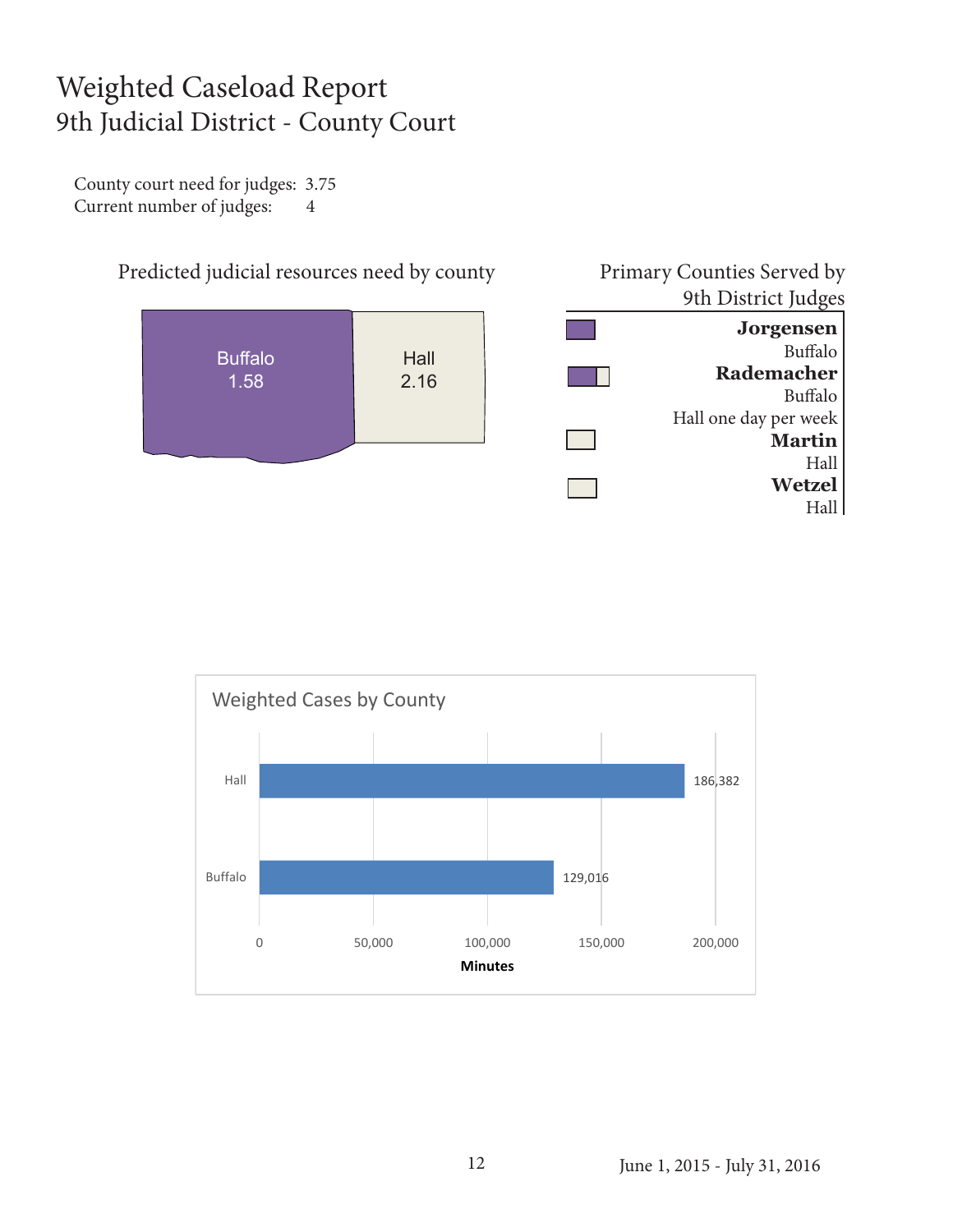# Weighted Caseload Report

## 9th Judicial District - County Court

County court need for judges: 3.75
Current number of judges: 4

Predicted judicial resources need by county

Buffalo
1.58

Hall
2.16

Primary Counties Served by 9th District Judges

**Jorgensen**
Buffalo

**Rademacher**
Buffalo
Hall one day per week

**Martin**
Hall

**Wetzel**
Hall

Weighted Cases by County

Hall
186,382

Buffalo
129,016

0
50,000
100,000
150,000
200,000

**Minutes**

June 1, 2015 - July 31, 2016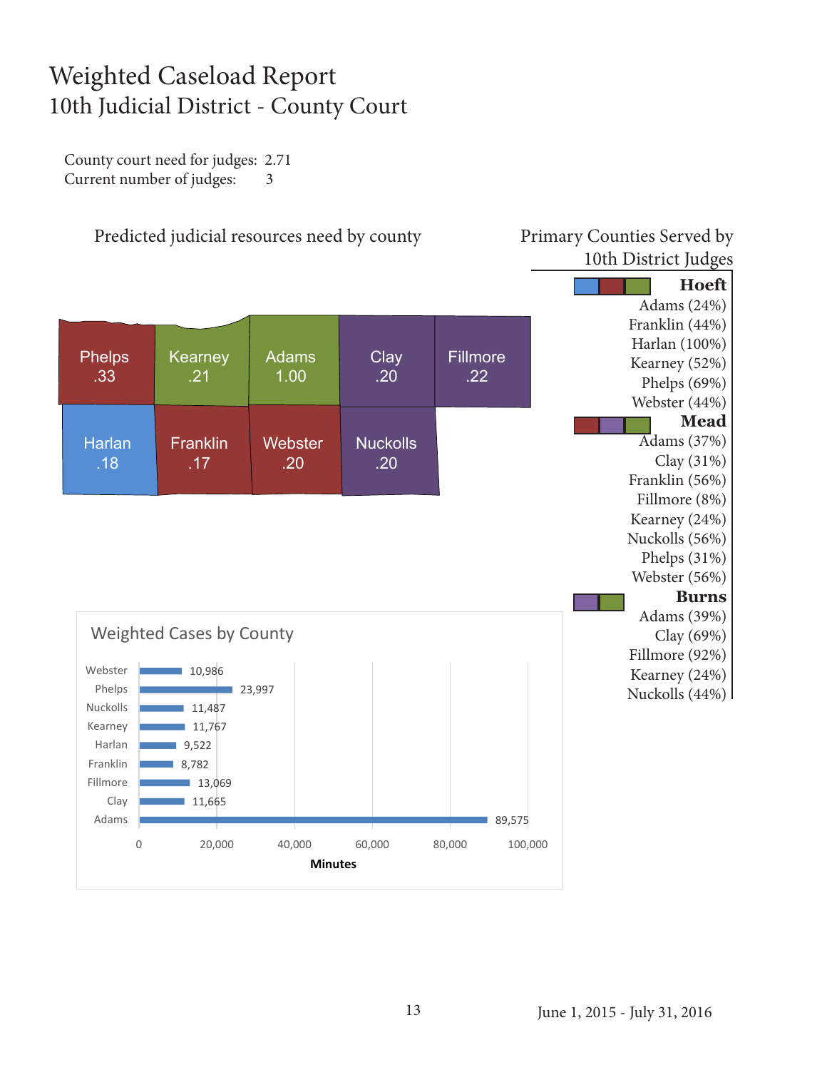# Weighted Caseload Report
## 10th Judicial District - County Court

County court need for judges: 2.71
Current number of judges: 3

Predicted judicial resources need by county

Phelps
.33
Kearney
.21
Adams
1.00
Clay
.20
Fillmore
.22
Harlan
.18
Franklin
.17
Webster
.20
Nuckolls
.20

Primary Counties Served by 10th District Judges

**Hoeft**
Adams (24%)
Franklin (44%)
Harlan (100%)
Kearney (52%)
Phelps (69%)
Webster (44%)

**Mead**
Adams (37%)
Clay (31%)
Franklin (56%)
Fillmore (8%)
Kearney (24%)
Nuckolls (56%)
Phelps (31%)
Webster (56%)

**Burns**
Adams (39%)
Clay (69%)
Fillmore (92%)
Kearney (24%)
Nuckolls (44%)

Weighted Cases by County

Webster 10,986
Phelps 23,997
Nuckolls 11,487
Kearney 11,767
Harlan 9,522
Franklin 8,782
Fillmore 13,069
Clay 11,665
Adams 89,575

0
20,000
40,000
60,000
80,000
100,000
Minutes

June 1, 2015 - July 31, 2016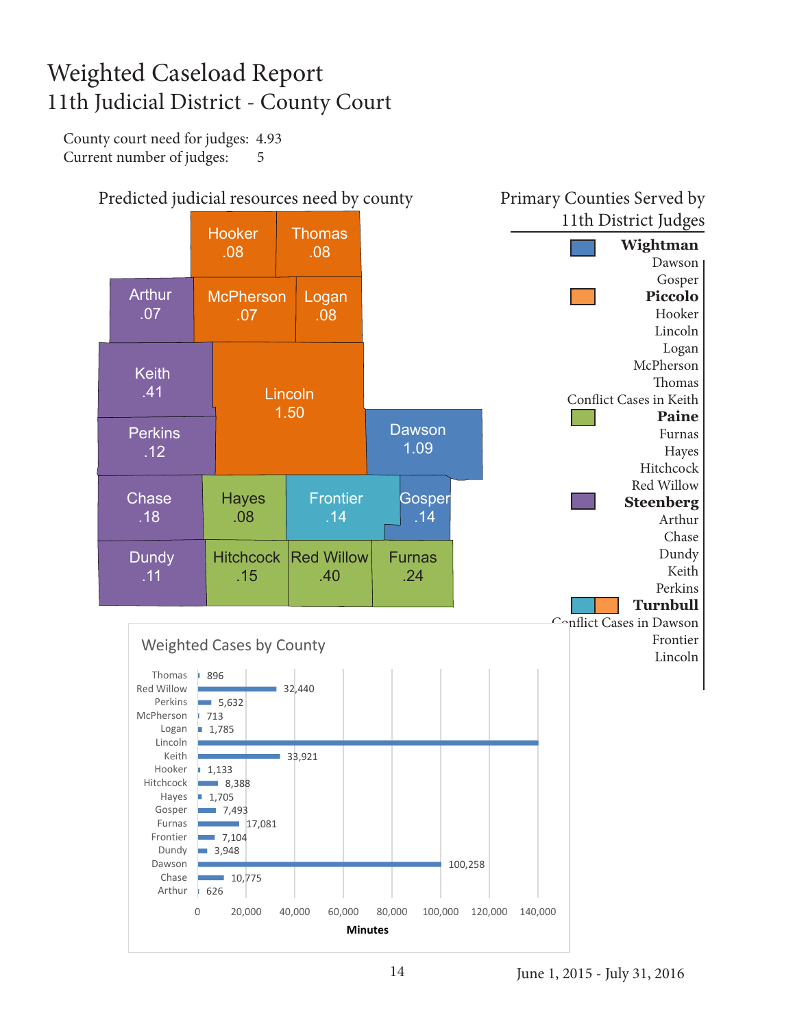# Weighted Caseload Report
## 11th Judicial District - County Court

County court need for judges: 4.93
Current number of judges: 5

Predicted judicial resources need by county

Hooker .08
Thomas .08
Arthur .07
McPherson .07
Logan .08
Keith .41
Lincoln 1.50
Perkins .12
Dawson 1.09
Chase .18
Hayes .08
Frontier .14
Gosper .14
Dundy .11
Hitchcock .15
Red Willow .40
Furnas .24

Primary Counties Served by 11th District Judges

**Wightman**
Dawson
Gosper

**Piccolo**
Hooker
Lincoln
Logan
McPherson
Thomas
Conflict Cases in Keith

**Paine**
Furnas
Hayes
Hitchcock
Red Willow

**Steenberg**
Arthur
Chase
Dundy
Keith
Perkins

**Turnbull**
Conflict Cases in Dawson
Frontier
Lincoln

Weighted Cases by County

Thomas 896
Red Willow 32,440
Perkins 5,632
McPherson 713
Logan 1,785
Lincoln
Keith 33,921
Hooker 1,133
Hitchcock 8,388
Hayes 1,705
Gosper 7,493
Furnas 17,081
Frontier 7,104
Dundy 3,948
Dawson 100,258
Chase 10,775
Arthur 626

0 20,000 40,000 60,000 80,000 100,000 120,000 140,000

Minutes

June 1, 2015 - July 31, 2016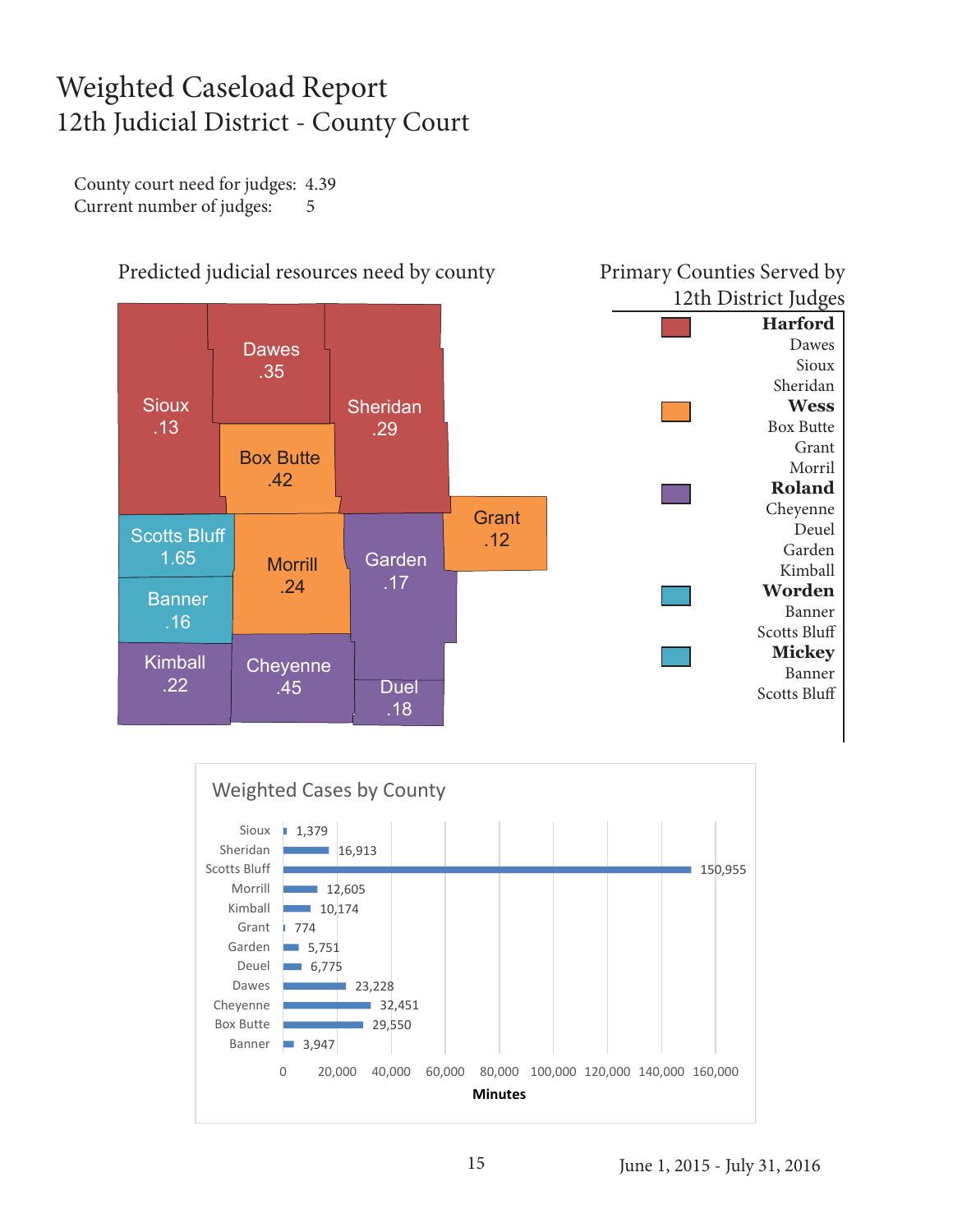# Weighted Caseload Report
## 12th Judicial District - County Court

County court need for judges: 4.39
Current number of judges: 5

Predicted judicial resources need by county

Dawes
.35
Sioux
.13
Sheridan
.29
Box Butte
.42
Scotts Bluff
1.65
Morrill
.24
Garden
.17
Grant
.12
Banner
.16
Kimball
.22
Cheyenne
.45
Duel
.18

Primary Counties Served by 12th District Judges

**Harford**
Dawes
Sioux
Sheridan
**Wess**
Box Butte
Grant
Morril
**Roland**
Cheyenne
Deuel
Garden
Kimball
**Worden**
Banner
Scotts Bluff
**Mickey**
Banner
Scotts Bluff

Weighted Cases by County

Sioux 1,379
Sheridan 16,913
Scotts Bluff 150,955
Morrill 12,605
Kimball 10,174
Grant 774
Garden 5,751
Deuel 6,775
Dawes 23,228
Cheyenne 32,451
Box Butte 29,550
Banner 3,947

0 20,000 40,000 60,000 80,000 100,000 120,000 140,000 160,000
Minutes

June 1, 2015 - July 31, 2016